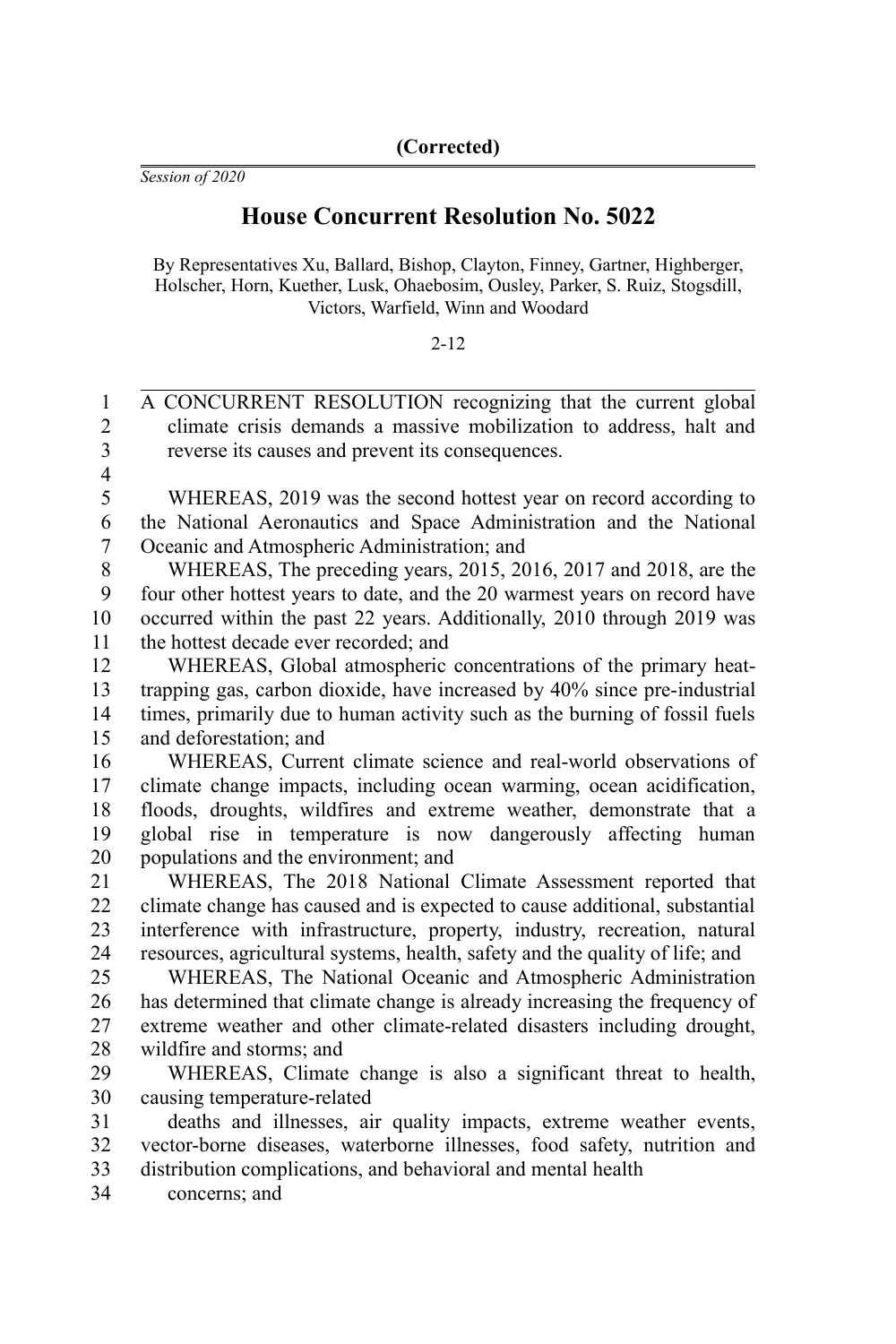**(Corrected)**

*Session of 2020*

# House Concurrent Resolution No. 5022

By Representatives Xu, Ballard, Bishop, Clayton, Finney, Gartner, Highberger, Holscher, Horn, Kuether, Lusk, Ohaebosim, Ousley, Parker, S. Ruiz, Stogsdill, Victors, Warfield, Winn and Woodard

2-12

A CONCURRENT RESOLUTION recognizing that the current global climate crisis demands a massive mobilization to address, halt and reverse its causes and prevent its consequences.

WHEREAS, 2019 was the second hottest year on record according to the National Aeronautics and Space Administration and the National Oceanic and Atmospheric Administration; and

WHEREAS, The preceding years, 2015, 2016, 2017 and 2018, are the four other hottest years to date, and the 20 warmest years on record have occurred within the past 22 years. Additionally, 2010 through 2019 was the hottest decade ever recorded; and

WHEREAS, Global atmospheric concentrations of the primary heat-trapping gas, carbon dioxide, have increased by 40% since pre-industrial times, primarily due to human activity such as the burning of fossil fuels and deforestation; and

WHEREAS, Current climate science and real-world observations of climate change impacts, including ocean warming, ocean acidification, floods, droughts, wildfires and extreme weather, demonstrate that a global rise in temperature is now dangerously affecting human populations and the environment; and

WHEREAS, The 2018 National Climate Assessment reported that climate change has caused and is expected to cause additional, substantial interference with infrastructure, property, industry, recreation, natural resources, agricultural systems, health, safety and the quality of life; and

WHEREAS, The National Oceanic and Atmospheric Administration has determined that climate change is already increasing the frequency of extreme weather and other climate-related disasters including drought, wildfire and storms; and

WHEREAS, Climate change is also a significant threat to health, causing temperature-related deaths and illnesses, air quality impacts, extreme weather events, vector-borne diseases, waterborne illnesses, food safety, nutrition and distribution complications, and behavioral and mental health concerns; and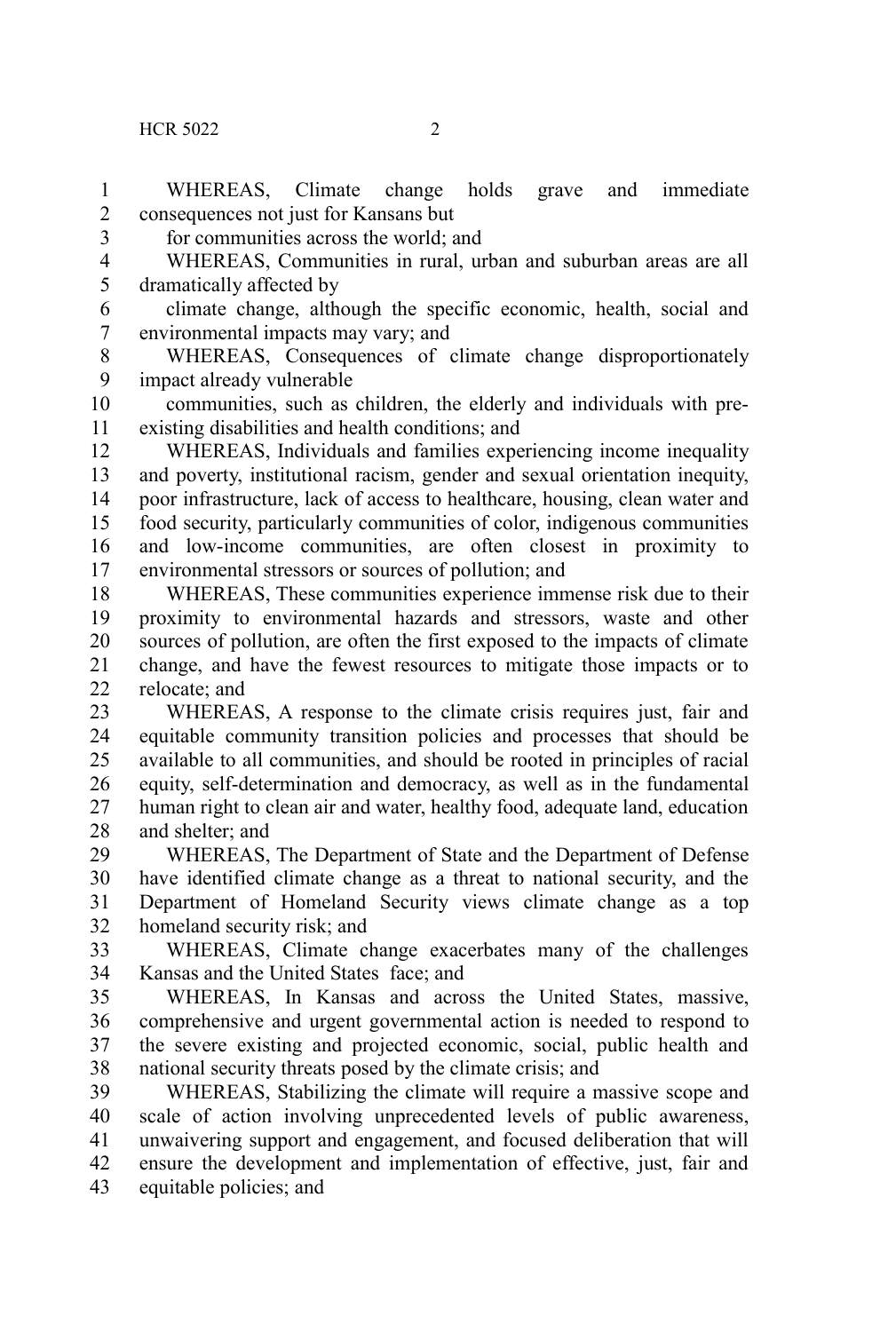WHEREAS, Climate change holds grave and immediate consequences not just for Kansans but for communities across the world; and

WHEREAS, Communities in rural, urban and suburban areas are all dramatically affected by climate change, although the specific economic, health, social and environmental impacts may vary; and

WHEREAS, Consequences of climate change disproportionately impact already vulnerable communities, such as children, the elderly and individuals with pre-existing disabilities and health conditions; and

WHEREAS, Individuals and families experiencing income inequality and poverty, institutional racism, gender and sexual orientation inequity, poor infrastructure, lack of access to healthcare, housing, clean water and food security, particularly communities of color, indigenous communities and low-income communities, are often closest in proximity to environmental stressors or sources of pollution; and

WHEREAS, These communities experience immense risk due to their proximity to environmental hazards and stressors, waste and other sources of pollution, are often the first exposed to the impacts of climate change, and have the fewest resources to mitigate those impacts or to relocate; and

WHEREAS, A response to the climate crisis requires just, fair and equitable community transition policies and processes that should be available to all communities, and should be rooted in principles of racial equity, self-determination and democracy, as well as in the fundamental human right to clean air and water, healthy food, adequate land, education and shelter; and

WHEREAS, The Department of State and the Department of Defense have identified climate change as a threat to national security, and the Department of Homeland Security views climate change as a top homeland security risk; and

WHEREAS, Climate change exacerbates many of the challenges Kansas and the United States face; and

WHEREAS, In Kansas and across the United States, massive, comprehensive and urgent governmental action is needed to respond to the severe existing and projected economic, social, public health and national security threats posed by the climate crisis; and

WHEREAS, Stabilizing the climate will require a massive scope and scale of action involving unprecedented levels of public awareness, unwaivering support and engagement, and focused deliberation that will ensure the development and implementation of effective, just, fair and equitable policies; and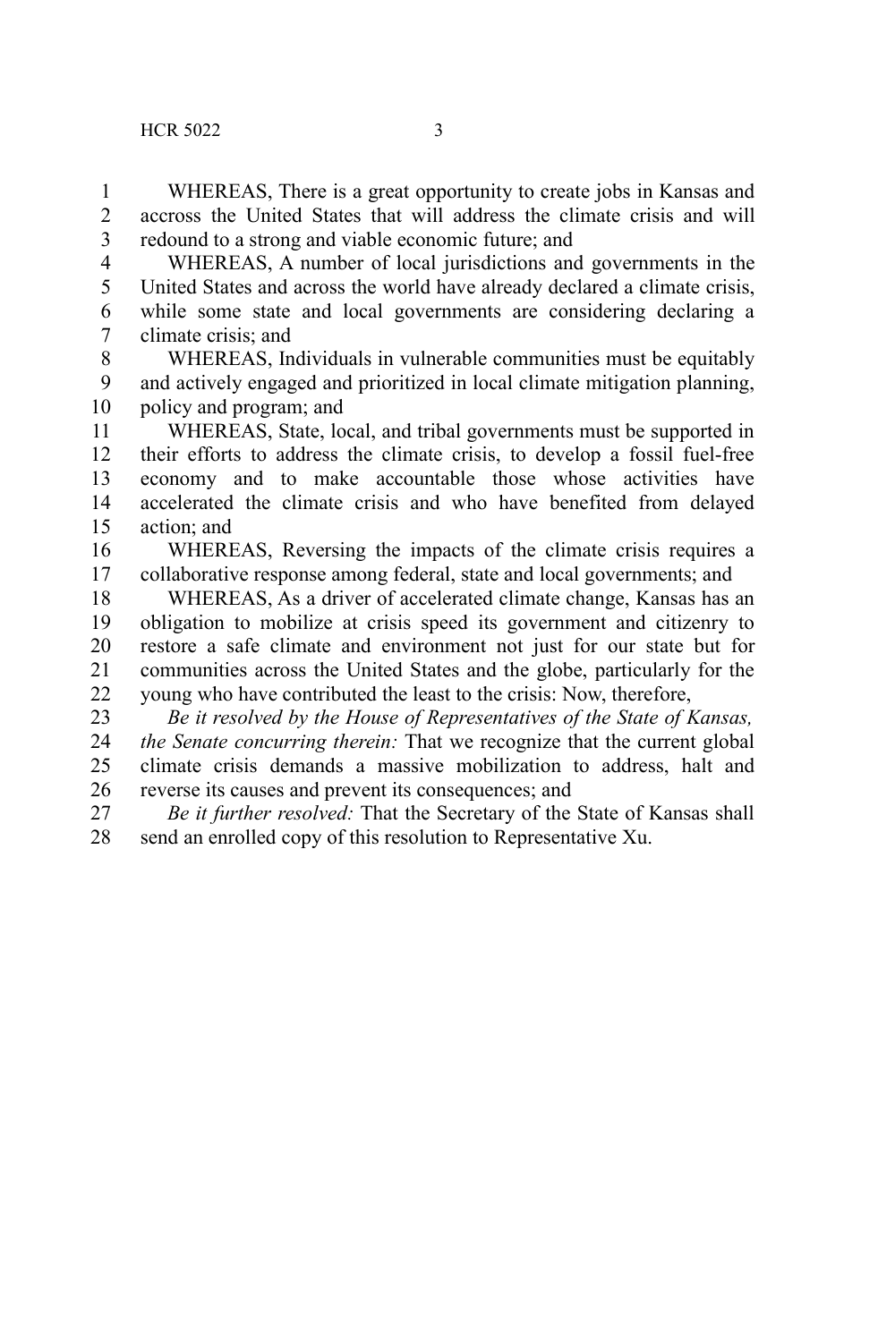WHEREAS, There is a great opportunity to create jobs in Kansas and accross the United States that will address the climate crisis and will redound to a strong and viable economic future; and

WHEREAS, A number of local jurisdictions and governments in the United States and across the world have already declared a climate crisis, while some state and local governments are considering declaring a climate crisis; and

WHEREAS, Individuals in vulnerable communities must be equitably and actively engaged and prioritized in local climate mitigation planning, policy and program; and

WHEREAS, State, local, and tribal governments must be supported in their efforts to address the climate crisis, to develop a fossil fuel-free economy and to make accountable those whose activities have accelerated the climate crisis and who have benefited from delayed action; and

WHEREAS, Reversing the impacts of the climate crisis requires a collaborative response among federal, state and local governments; and

WHEREAS, As a driver of accelerated climate change, Kansas has an obligation to mobilize at crisis speed its government and citizenry to restore a safe climate and environment not just for our state but for communities across the United States and the globe, particularly for the young who have contributed the least to the crisis: Now, therefore,

*Be it resolved by the House of Representatives of the State of Kansas, the Senate concurring therein:* That we recognize that the current global climate crisis demands a massive mobilization to address, halt and reverse its causes and prevent its consequences; and

*Be it further resolved:* That the Secretary of the State of Kansas shall send an enrolled copy of this resolution to Representative Xu.